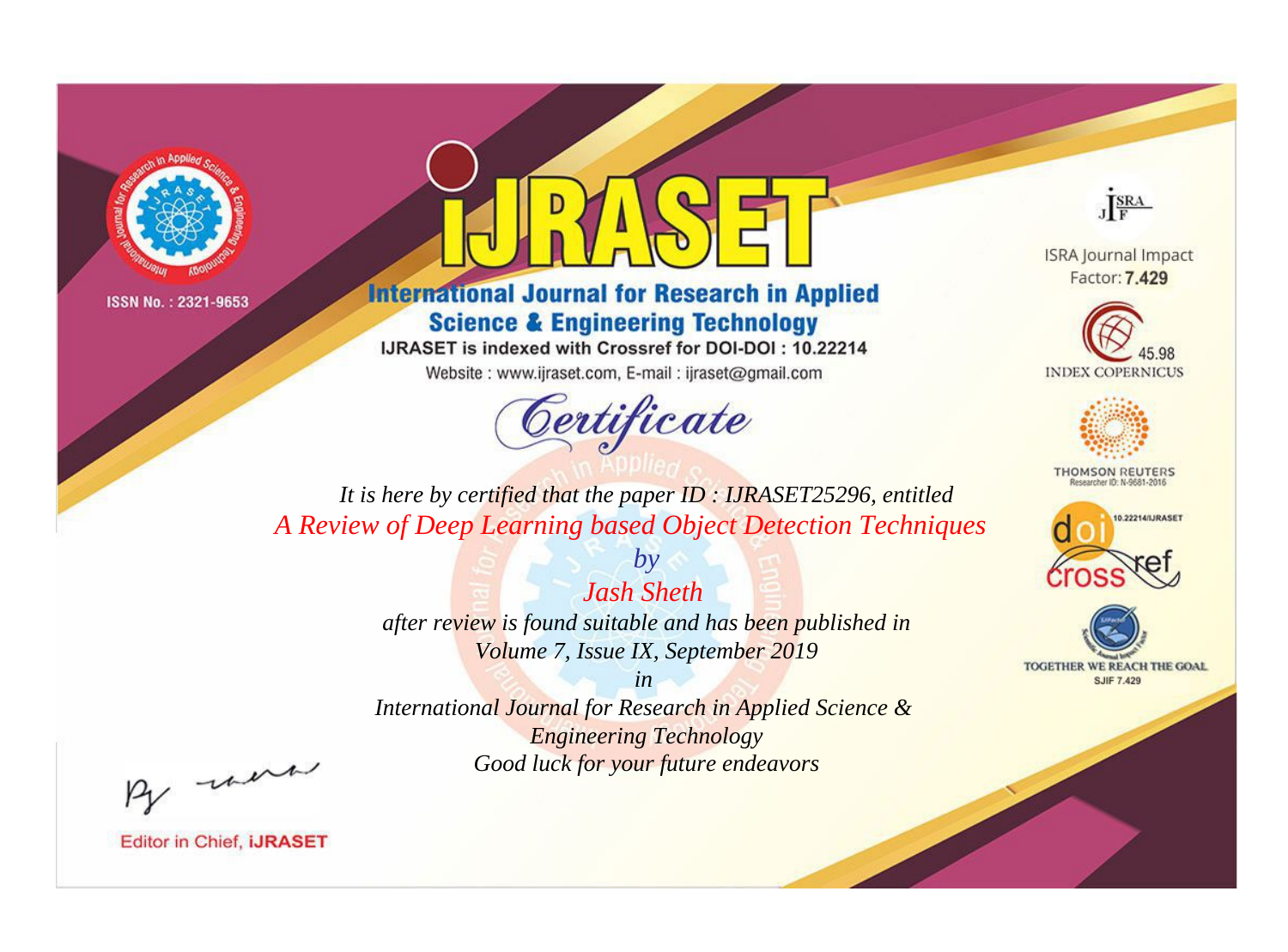ISSN No. : 2321-9653

# iJRASET

## International Journal for Research in Applied Science & Engineering Technology

IJRASET is indexed with Crossref for DOI-DOI : 10.22214

Website : www.ijraset.com, E-mail : ijraset@gmail.com

ISRA Journal Impact Factor: **7.429**

45.98 INDEX COPERNICUS

THOMSON REUTERS Researcher ID: N-9681-2016

10.22214/IJRASET

TOGETHER WE REACH THE GOAL SJIF 7.429

# Certificate

*It is here by certified that the paper ID : IJRASET25296, entitled*

*A Review of Deep Learning based Object Detection Techniques*

*by*

*Jash Sheth*

*after review is found suitable and has been published in*

*Volume 7, Issue IX, September 2019*

*in*

*International Journal for Research in Applied Science & Engineering Technology*

*Good luck for your future endeavors*

Editor in Chief, **iJRASET**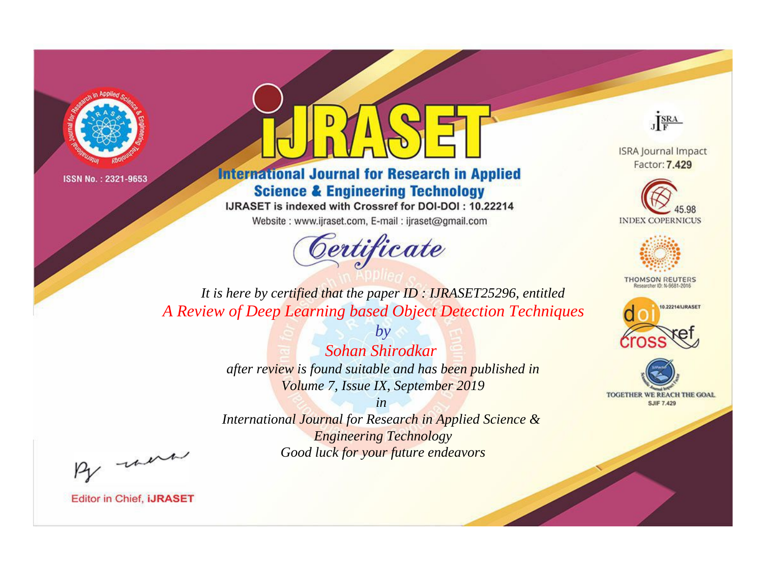ISSN No. : 2321-9653

# IJRASET

## International Journal for Research in Applied Science & Engineering Technology

IJRASET is indexed with Crossref for DOI-DOI : 10.22214

Website : www.ijraset.com, E-mail : ijraset@gmail.com

### Certificate

*It is here by certified that the paper ID : IJRASET25296, entitled*

*A Review of Deep Learning based Object Detection Techniques*

*by*

*Sohan Shirodkar*

*after review is found suitable and has been published in*

*Volume 7, Issue IX, September 2019*

*in*

*International Journal for Research in Applied Science & Engineering Technology*

*Good luck for your future endeavors*

Editor in Chief, IJRASET

ISRA Journal Impact Factor: **7.429**

45.98 INDEX COPERNICUS

THOMSON REUTERS Researcher ID: N-9681-2016

10.22214/IJRASET

TOGETHER WE REACH THE GOAL SJIF 7.429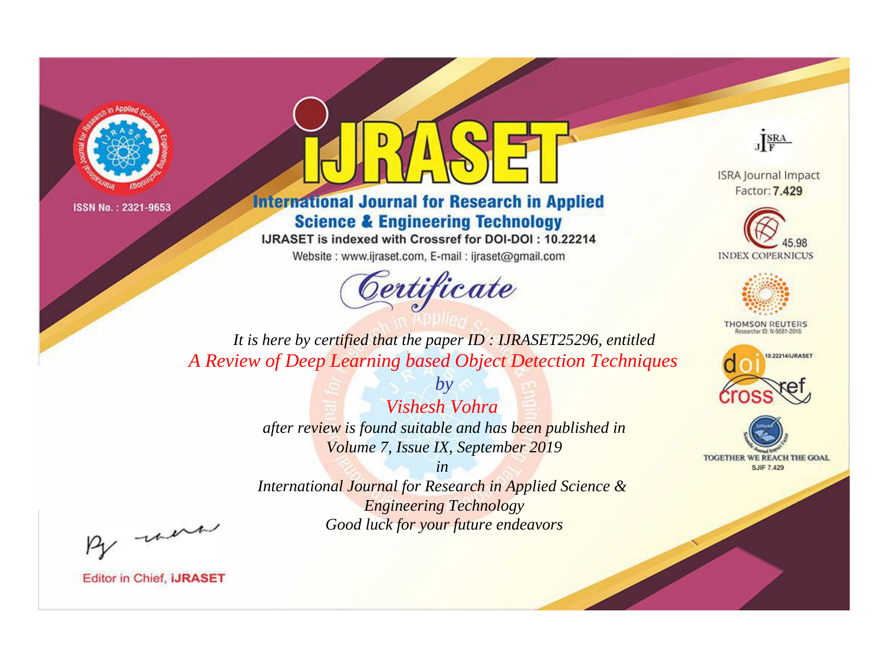ISSN No. : 2321-9653

# iJRASET

## International Journal for Research in Applied Science & Engineering Technology

IJRASET is indexed with Crossref for DOI-DOI : 10.22214

Website : www.ijraset.com, E-mail : ijraset@gmail.com

## Certificate

*It is here by certified that the paper ID : IJRASET25296, entitled*

*A Review of Deep Learning based Object Detection Techniques*

*by*

*Vishesh Vohra*

*after review is found suitable and has been published in*

*Volume 7, Issue IX, September 2019*

*in*

*International Journal for Research in Applied Science & Engineering Technology*

*Good luck for your future endeavors*

ISRA Journal Impact Factor: **7.429**

45.98 INDEX COPERNICUS

THOMSON REUTERS Researcher ID: N-9681-2016

10.22214/IJRASET

TOGETHER WE REACH THE GOAL SJIF 7.429

Editor in Chief, **iJRASET**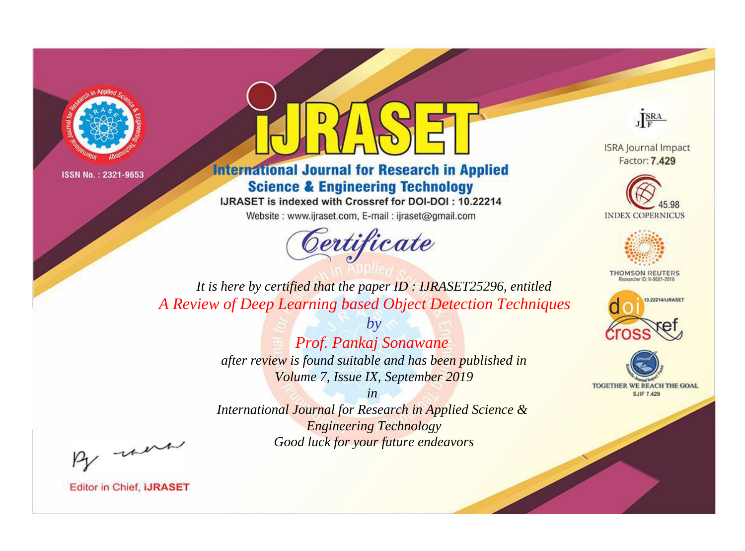ISSN No. : 2321-9653

# iJRASET

## International Journal for Research in Applied Science & Engineering Technology

IJRASET is indexed with Crossref for DOI-DOI : 10.22214

Website : www.ijraset.com, E-mail : ijraset@gmail.com

*Certificate*

*It is here by certified that the paper ID : IJRASET25296, entitled*

*A Review of Deep Learning based Object Detection Techniques*

*by*

*Prof. Pankaj Sonawane*

*after review is found suitable and has been published in*

*Volume 7, Issue IX, September 2019*

*in*

*International Journal for Research in Applied Science & Engineering Technology*

*Good luck for your future endeavors*

ISRA Journal Impact Factor: **7.429**

45.98 INDEX COPERNICUS

THOMSON REUTERS Researcher ID: N-9681-2016

10.22214/IJRASET

TOGETHER WE REACH THE GOAL SJIF 7.429

Editor in Chief, **iJRASET**